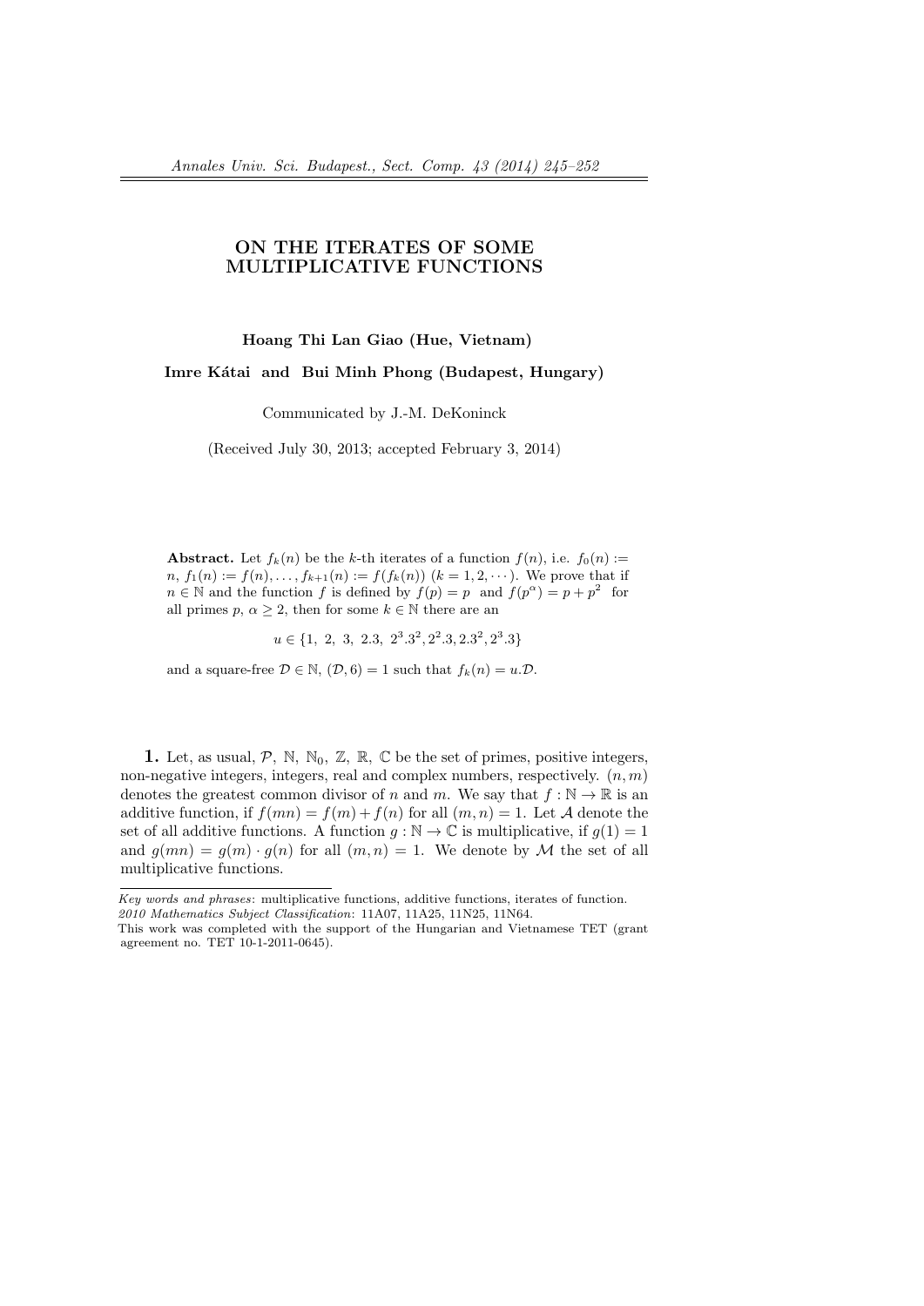# ON THE ITERATES OF SOME MULTIPLICATIVE FUNCTIONS

**Hoang Thi Lan Giao (Hue, Vietnam)**

**Imre Kátai and Bui Minh Phong (Budapest, Hungary)**

Communicated by J.-M. DeKoninck

(Received July 30, 2013; accepted February 3, 2014)

**Abstract.** Let $f_k(n)$ be the $k$-th iterates of a function $f(n)$, i.e. $f_0(n) := n$, $f_1(n) := f(n), \ldots, f_{k+1}(n) := f(f_k(n))$ $(k = 1, 2, \cdots)$. We prove that if $n \in \mathbb{N}$ and the function $f$ is defined by $f(p) = p$ and $f(p^\alpha) = p + p^2$ for all primes $p$, $\alpha \geq 2$, then for some $k \in \mathbb{N}$ there are an

$$u \in \{1,\ 2,\ 3,\ 2.3,\ 2^3.3^2, 2^2.3, 2.3^2, 2^3.3\}$$

and a square-free $\mathcal{D} \in \mathbb{N}$, $(\mathcal{D}, 6) = 1$ such that $f_k(n) = u.\mathcal{D}$.

**1.** Let, as usual, $\mathcal{P}$, $\mathbb{N}$, $\mathbb{N}_0$, $\mathbb{Z}$, $\mathbb{R}$, $\mathbb{C}$ be the set of primes, positive integers, non-negative integers, integers, real and complex numbers, respectively. $(n, m)$ denotes the greatest common divisor of $n$ and $m$. We say that $f : \mathbb{N} \to \mathbb{R}$ is an additive function, if $f(mn) = f(m) + f(n)$ for all $(m, n) = 1$. Let $\mathcal{A}$ denote the set of all additive functions. A function $g : \mathbb{N} \to \mathbb{C}$ is multiplicative, if $g(1) = 1$ and $g(mn) = g(m) \cdot g(n)$ for all $(m, n) = 1$. We denote by $\mathcal{M}$ the set of all multiplicative functions.

---

*Key words and phrases*: multiplicative functions, additive functions, iterates of function.
*2010 Mathematics Subject Classification*: 11A07, 11A25, 11N25, 11N64.
This work was completed with the support of the Hungarian and Vietnamese TET (grant agreement no. TET 10-1-2011-0645).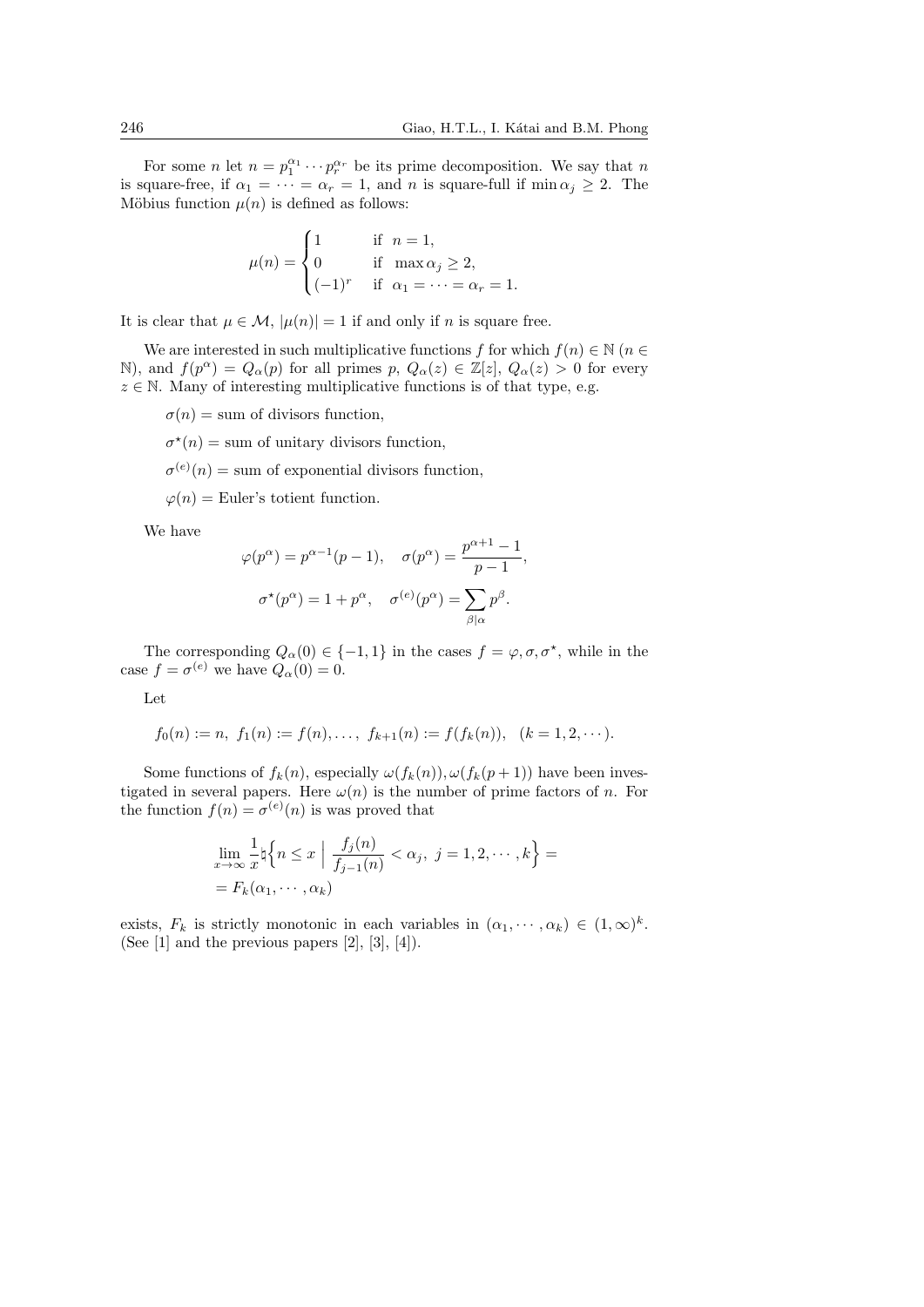For some $n$ let $n = p_1^{\alpha_1} \cdots p_r^{\alpha_r}$ be its prime decomposition. We say that $n$ is square-free, if $\alpha_1 = \cdots = \alpha_r = 1$, and $n$ is square-full if $\min \alpha_j \geq 2$. The Möbius function $\mu(n)$ is defined as follows:

$$\mu(n) = \begin{cases} 1 & \text{if } \ n = 1, \\ 0 & \text{if } \ \max \alpha_j \geq 2, \\ (-1)^r & \text{if } \ \alpha_1 = \cdots = \alpha_r = 1. \end{cases}$$

It is clear that $\mu \in \mathcal{M}$, $|\mu(n)| = 1$ if and only if $n$ is square free.

We are interested in such multiplicative functions $f$ for which $f(n) \in \mathbb{N}$ ($n \in \mathbb{N}$), and $f(p^\alpha) = Q_\alpha(p)$ for all primes $p$, $Q_\alpha(z) \in \mathbb{Z}[z]$, $Q_\alpha(z) > 0$ for every $z \in \mathbb{N}$. Many of interesting multiplicative functions is of that type, e.g.

$\sigma(n) =$ sum of divisors function,

$\sigma^\star(n) =$ sum of unitary divisors function,

$\sigma^{(e)}(n) =$ sum of exponential divisors function,

$\varphi(n) =$ Euler's totient function.

We have

$$\varphi(p^\alpha) = p^{\alpha-1}(p-1), \quad \sigma(p^\alpha) = \frac{p^{\alpha+1}-1}{p-1},$$

$$\sigma^\star(p^\alpha) = 1 + p^\alpha, \quad \sigma^{(e)}(p^\alpha) = \sum_{\beta | \alpha} p^\beta.$$

The corresponding $Q_\alpha(0) \in \{-1, 1\}$ in the cases $f = \varphi, \sigma, \sigma^\star$, while in the case $f = \sigma^{(e)}$ we have $Q_\alpha(0) = 0$.

Let

$$f_0(n) := n, \ f_1(n) := f(n), \ldots, \ f_{k+1}(n) := f(f_k(n)), \quad (k = 1, 2, \cdots).$$

Some functions of $f_k(n)$, especially $\omega(f_k(n)), \omega(f_k(p+1))$ have been investigated in several papers. Here $\omega(n)$ is the number of prime factors of $n$. For the function $f(n) = \sigma^{(e)}(n)$ is was proved that

$$\lim_{x \to \infty} \frac{1}{x} \natural \left\{ n \leq x \ \Big| \ \frac{f_j(n)}{f_{j-1}(n)} < \alpha_j, \ j = 1, 2, \cdots, k \right\} = \\ = F_k(\alpha_1, \cdots, \alpha_k)$$

exists, $F_k$ is strictly monotonic in each variables in $(\alpha_1, \cdots, \alpha_k) \in (1, \infty)^k$. (See [1] and the previous papers [2], [3], [4]).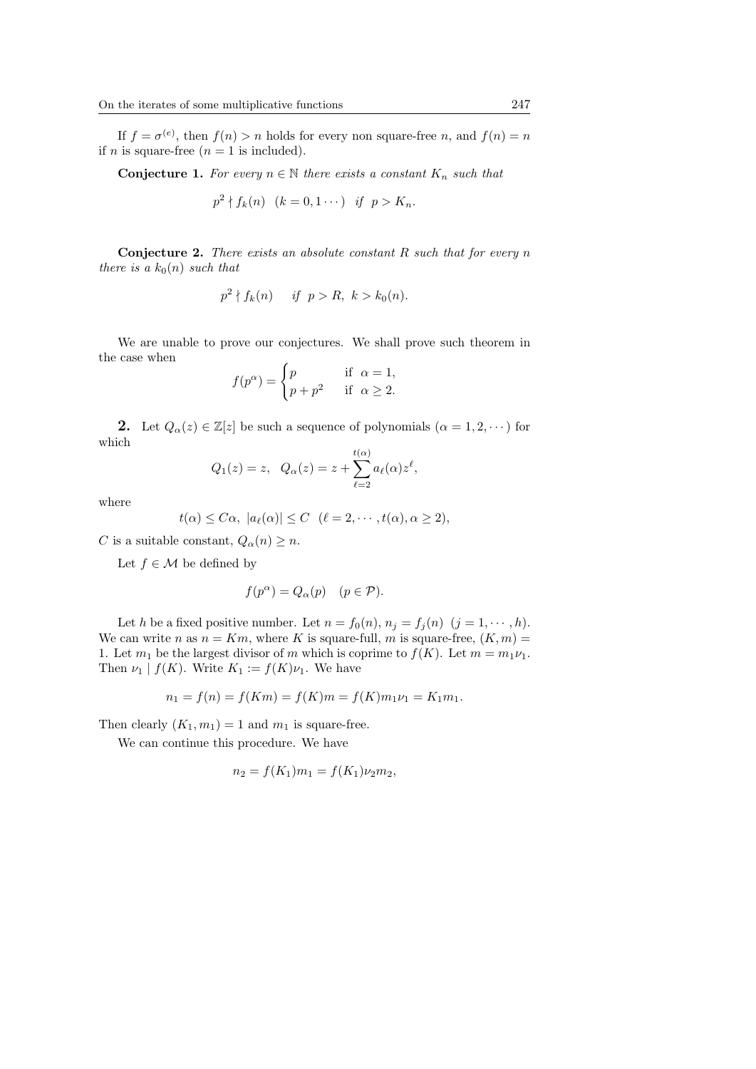If $f = \sigma^{(e)}$, then $f(n) > n$ holds for every non square-free $n$, and $f(n) = n$ if $n$ is square-free ($n = 1$ is included).

**Conjecture 1.** *For every $n \in \mathbb{N}$ there exists a constant $K_n$ such that*

$$p^2 \nmid f_k(n) \quad (k = 0, 1 \cdots) \quad \textit{if} \;\; p > K_n.$$

**Conjecture 2.** *There exists an absolute constant $R$ such that for every $n$ there is a $k_0(n)$ such that*

$$p^2 \nmid f_k(n) \qquad \textit{if} \;\; p > R, \; k > k_0(n).$$

We are unable to prove our conjectures. We shall prove such theorem in the case when

$$f(p^\alpha) = \begin{cases} p & \text{if } \alpha = 1, \\ p + p^2 & \text{if } \alpha \geq 2. \end{cases}$$

**2.** Let $Q_\alpha(z) \in \mathbb{Z}[z]$ be such a sequence of polynomials ($\alpha = 1, 2, \cdots$) for which

$$Q_1(z) = z, \quad Q_\alpha(z) = z + \sum_{\ell=2}^{t(\alpha)} a_\ell(\alpha) z^\ell,$$

where

$$t(\alpha) \leq C\alpha, \; |a_\ell(\alpha)| \leq C \quad (\ell = 2, \cdots, t(\alpha), \alpha \geq 2),$$

$C$ is a suitable constant, $Q_\alpha(n) \geq n$.

Let $f \in \mathcal{M}$ be defined by

$$f(p^\alpha) = Q_\alpha(p) \quad (p \in \mathcal{P}).$$

Let $h$ be a fixed positive number. Let $n = f_0(n)$, $n_j = f_j(n)$ $(j = 1, \cdots, h)$. We can write $n$ as $n = Km$, where $K$ is square-full, $m$ is square-free, $(K, m) = 1$. Let $m_1$ be the largest divisor of $m$ which is coprime to $f(K)$. Let $m = m_1\nu_1$. Then $\nu_1 \mid f(K)$. Write $K_1 := f(K)\nu_1$. We have

$$n_1 = f(n) = f(Km) = f(K)m = f(K)m_1\nu_1 = K_1 m_1.$$

Then clearly $(K_1, m_1) = 1$ and $m_1$ is square-free.

We can continue this procedure. We have

$$n_2 = f(K_1)m_1 = f(K_1)\nu_2 m_2,$$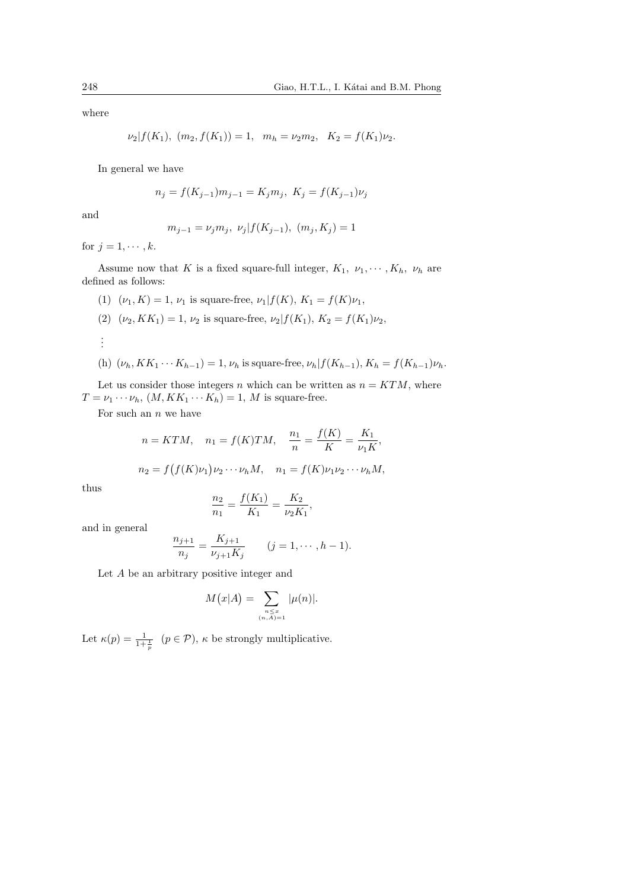where

$$\nu_2|f(K_1),\ (m_2, f(K_1)) = 1, \quad m_h = \nu_2 m_2, \quad K_2 = f(K_1)\nu_2.$$

In general we have

$$n_j = f(K_{j-1})m_{j-1} = K_j m_j,\ K_j = f(K_{j-1})\nu_j$$

and

$$m_{j-1} = \nu_j m_j,\ \nu_j|f(K_{j-1}),\ (m_j, K_j) = 1$$

for $j = 1, \cdots, k$.

Assume now that $K$ is a fixed square-full integer, $K_1,\ \nu_1, \cdots, K_h,\ \nu_h$ are defined as follows:

(1) $(\nu_1, K) = 1$, $\nu_1$ is square-free, $\nu_1|f(K)$, $K_1 = f(K)\nu_1$,

(2) $(\nu_2, KK_1) = 1$, $\nu_2$ is square-free, $\nu_2|f(K_1)$, $K_2 = f(K_1)\nu_2$,

$\vdots$

(h) $(\nu_h, KK_1 \cdots K_{h-1}) = 1$, $\nu_h$ is square-free, $\nu_h|f(K_{h-1})$, $K_h = f(K_{h-1})\nu_h$.

Let us consider those integers $n$ which can be written as $n = KTM$, where $T = \nu_1 \cdots \nu_h$, $(M, KK_1 \cdots K_h) = 1$, $M$ is square-free.

For such an $n$ we have

$$n = KTM, \quad n_1 = f(K)TM, \quad \frac{n_1}{n} = \frac{f(K)}{K} = \frac{K_1}{\nu_1 K},$$

$$n_2 = f\big(f(K)\nu_1\big)\nu_2 \cdots \nu_h M, \quad n_1 = f(K)\nu_1\nu_2 \cdots \nu_h M,$$

thus

$$\frac{n_2}{n_1} = \frac{f(K_1)}{K_1} = \frac{K_2}{\nu_2 K_1},$$

and in general

$$\frac{n_{j+1}}{n_j} = \frac{K_{j+1}}{\nu_{j+1}K_j} \qquad (j = 1, \cdots, h-1).$$

Let $A$ be an arbitrary positive integer and

$$M\big(x|A\big) = \sum_{\substack{n \le x \\ (n,A)=1}} |\mu(n)|.$$

Let $\kappa(p) = \frac{1}{1+\frac{1}{p}}$ $(p \in \mathcal{P})$, $\kappa$ be strongly multiplicative.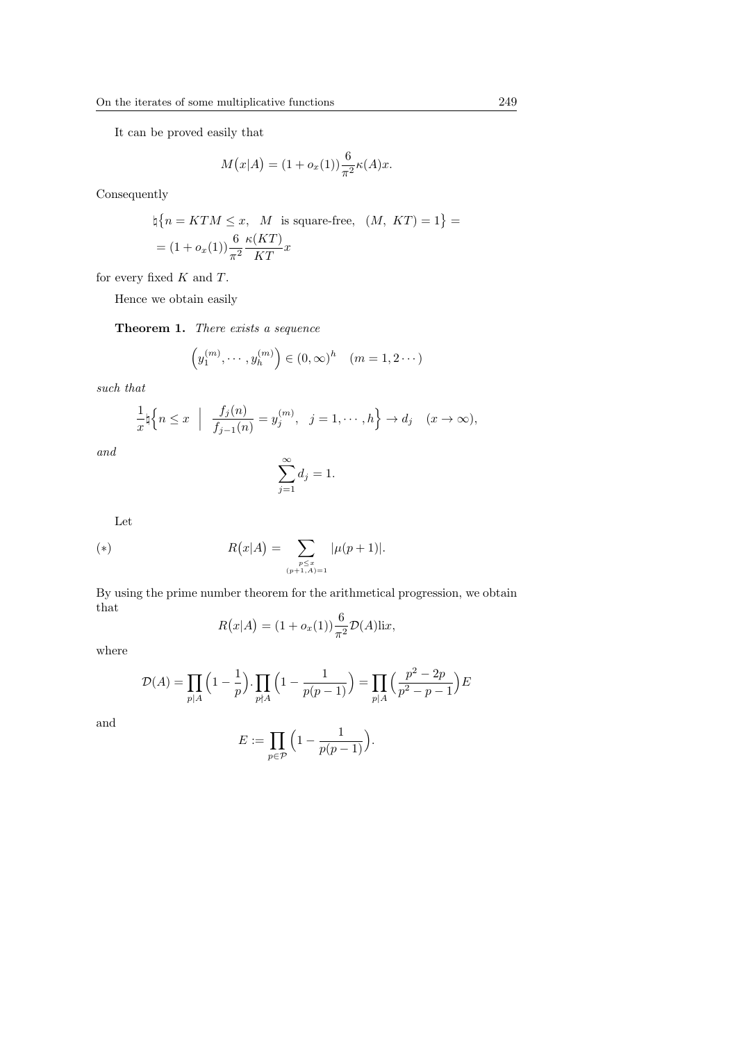It can be proved easily that

$$M\big(x|A\big) = (1 + o_x(1))\frac{6}{\pi^2}\kappa(A)x.$$

Consequently

$$\begin{aligned} &\natural\big\{n = KTM \le x, \quad M \;\; \text{is square-free}, \quad (M,\ KT) = 1\big\} = \\ &= (1 + o_x(1))\frac{6}{\pi^2}\frac{\kappa(KT)}{KT}x \end{aligned}$$

for every fixed $K$ and $T$.

Hence we obtain easily

**Theorem 1.** *There exists a sequence*

$$\Big(y_1^{(m)}, \cdots, y_h^{(m)}\Big) \in (0, \infty)^h \quad (m = 1, 2 \cdots)$$

*such that*

$$\frac{1}{x}\natural\Big\{n \le x \;\;\Big|\;\; \frac{f_j(n)}{f_{j-1}(n)} = y_j^{(m)}, \;\; j = 1, \cdots, h\Big\} \to d_j \quad (x \to \infty),$$

*and*

$$\sum_{j=1}^{\infty} d_j = 1.$$

Let

$$R\big(x|A\big) = \sum_{\substack{p \le x \\ (p+1, A) = 1}} |\mu(p+1)|. \tag{$*$}$$

By using the prime number theorem for the arithmetical progression, we obtain that

$$R\big(x|A\big) = (1 + o_x(1))\frac{6}{\pi^2}\mathcal{D}(A)\text{li}x,$$

where

$$\mathcal{D}(A) = \prod_{p|A}\Big(1 - \frac{1}{p}\Big)\cdot\prod_{p\nmid A}\Big(1 - \frac{1}{p(p-1)}\Big) = \prod_{p|A}\Big(\frac{p^2 - 2p}{p^2 - p - 1}\Big)E$$

and

$$E := \prod_{p \in \mathcal{P}}\Big(1 - \frac{1}{p(p-1)}\Big).$$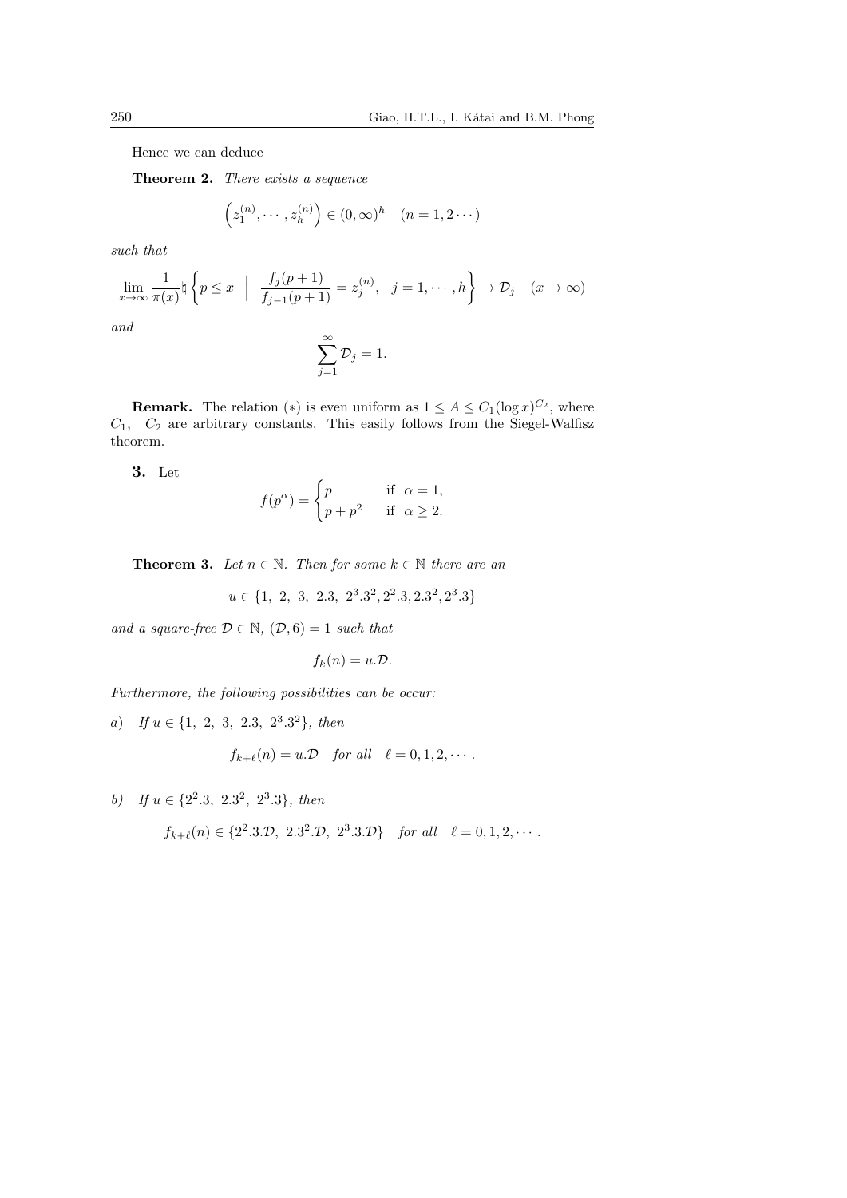Hence we can deduce

**Theorem 2.** *There exists a sequence*

$$\left(z_1^{(n)}, \cdots, z_h^{(n)}\right) \in (0, \infty)^h \quad (n = 1, 2 \cdots)$$

*such that*

$$\lim_{x\to\infty} \frac{1}{\pi(x)} \natural \left\{ p \le x \;\; \Big| \;\; \frac{f_j(p+1)}{f_{j-1}(p+1)} = z_j^{(n)}, \;\; j = 1, \cdots, h \right\} \to \mathcal{D}_j \quad (x \to \infty)$$

*and*

$$\sum_{j=1}^{\infty} \mathcal{D}_j = 1.$$

**Remark.** The relation $(*)$ is even uniform as $1 \le A \le C_1 (\log x)^{C_2}$, where $C_1$, $C_2$ are arbitrary constants. This easily follows from the Siegel-Walfisz theorem.

**3.** Let

$$f(p^\alpha) = \begin{cases} p & \text{if } \alpha = 1, \\ p + p^2 & \text{if } \alpha \ge 2. \end{cases}$$

**Theorem 3.** *Let $n \in \mathbb{N}$. Then for some $k \in \mathbb{N}$ there are an*

$$u \in \{1, \; 2, \; 3, \; 2.3, \; 2^3.3^2, 2^2.3, 2.3^2, 2^3.3\}$$

*and a square-free $\mathcal{D} \in \mathbb{N}$, $(\mathcal{D}, 6) = 1$ such that*

$$f_k(n) = u.\mathcal{D}.$$

*Furthermore, the following possibilities can be occur:*

*a)* *If $u \in \{1, \; 2, \; 3, \; 2.3, \; 2^3.3^2\}$, then*

$$f_{k+\ell}(n) = u.\mathcal{D} \quad \text{for all} \quad \ell = 0, 1, 2, \cdots.$$

*b)* *If $u \in \{2^2.3, \; 2.3^2, \; 2^3.3\}$, then*

$$f_{k+\ell}(n) \in \{2^2.3.\mathcal{D}, \; 2.3^2.\mathcal{D}, \; 2^3.3.\mathcal{D}\} \quad \text{for all} \quad \ell = 0, 1, 2, \cdots.$$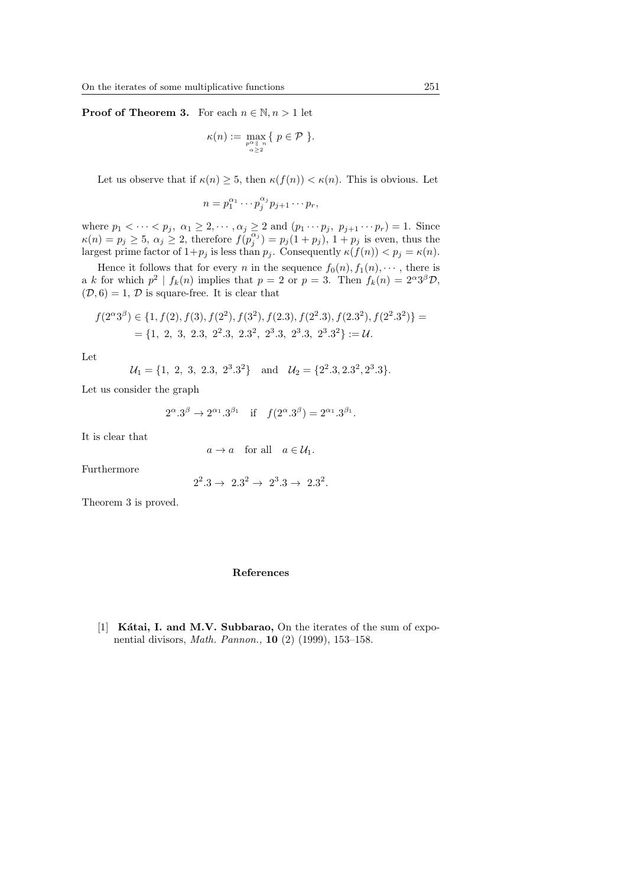**Proof of Theorem 3.** For each $n \in \mathbb{N}, n > 1$ let

$$\kappa(n) := \max_{\substack{p^\alpha \parallel n \\ \alpha \geq 2}} \{ \, p \in \mathcal{P} \, \}.$$

Let us observe that if $\kappa(n) \geq 5$, then $\kappa(f(n)) < \kappa(n)$. This is obvious. Let

$$n = p_1^{\alpha_1} \cdots p_j^{\alpha_j} p_{j+1} \cdots p_r,$$

where $p_1 < \cdots < p_j$, $\alpha_1 \geq 2, \cdots, \alpha_j \geq 2$ and $(p_1 \cdots p_j, \; p_{j+1} \cdots p_r) = 1$. Since $\kappa(n) = p_j \geq 5$, $\alpha_j \geq 2$, therefore $f(p_j^{\alpha_j}) = p_j(1 + p_j)$, $1 + p_j$ is even, thus the largest prime factor of $1 + p_j$ is less than $p_j$. Consequently $\kappa(f(n)) < p_j = \kappa(n)$.

Hence it follows that for every $n$ in the sequence $f_0(n), f_1(n), \cdots$, there is a $k$ for which $p^2 \mid f_k(n)$ implies that $p = 2$ or $p = 3$. Then $f_k(n) = 2^\alpha 3^\beta \mathcal{D}$, $(\mathcal{D}, 6) = 1$, $\mathcal{D}$ is square-free. It is clear that

$$\begin{aligned} f(2^\alpha 3^\beta) \in \{1, f(2), f(3), f(2^2), f(3^2), f(2.3), f(2^2.3), f(2.3^2), f(2^2.3^2)\} = \\ = \{1, \; 2, \; 3, \; 2.3, \; 2^2.3, \; 2.3^2, \; 2^3.3, \; 2^3.3, \; 2^3.3^2\} := \mathcal{U}. \end{aligned}$$

Let

$$\mathcal{U}_1 = \{1, \; 2, \; 3, \; 2.3, \; 2^3.3^2\} \quad \text{and} \quad \mathcal{U}_2 = \{2^2.3, 2.3^2, 2^3.3\}.$$

Let us consider the graph

$$2^\alpha.3^\beta \to 2^{\alpha_1}.3^{\beta_1} \quad \text{if} \quad f(2^\alpha.3^\beta) = 2^{\alpha_1}.3^{\beta_1}.$$

It is clear that

$$a \to a \quad \text{for all} \quad a \in \mathcal{U}_1.$$

Furthermore

$$2^2.3 \to \; 2.3^2 \to \; 2^3.3 \to \; 2.3^2.$$

Theorem 3 is proved.

## References

[1] **Kátai, I. and M.V. Subbarao,** On the iterates of the sum of exponential divisors, *Math. Pannon.,* **10** (2) (1999), 153–158.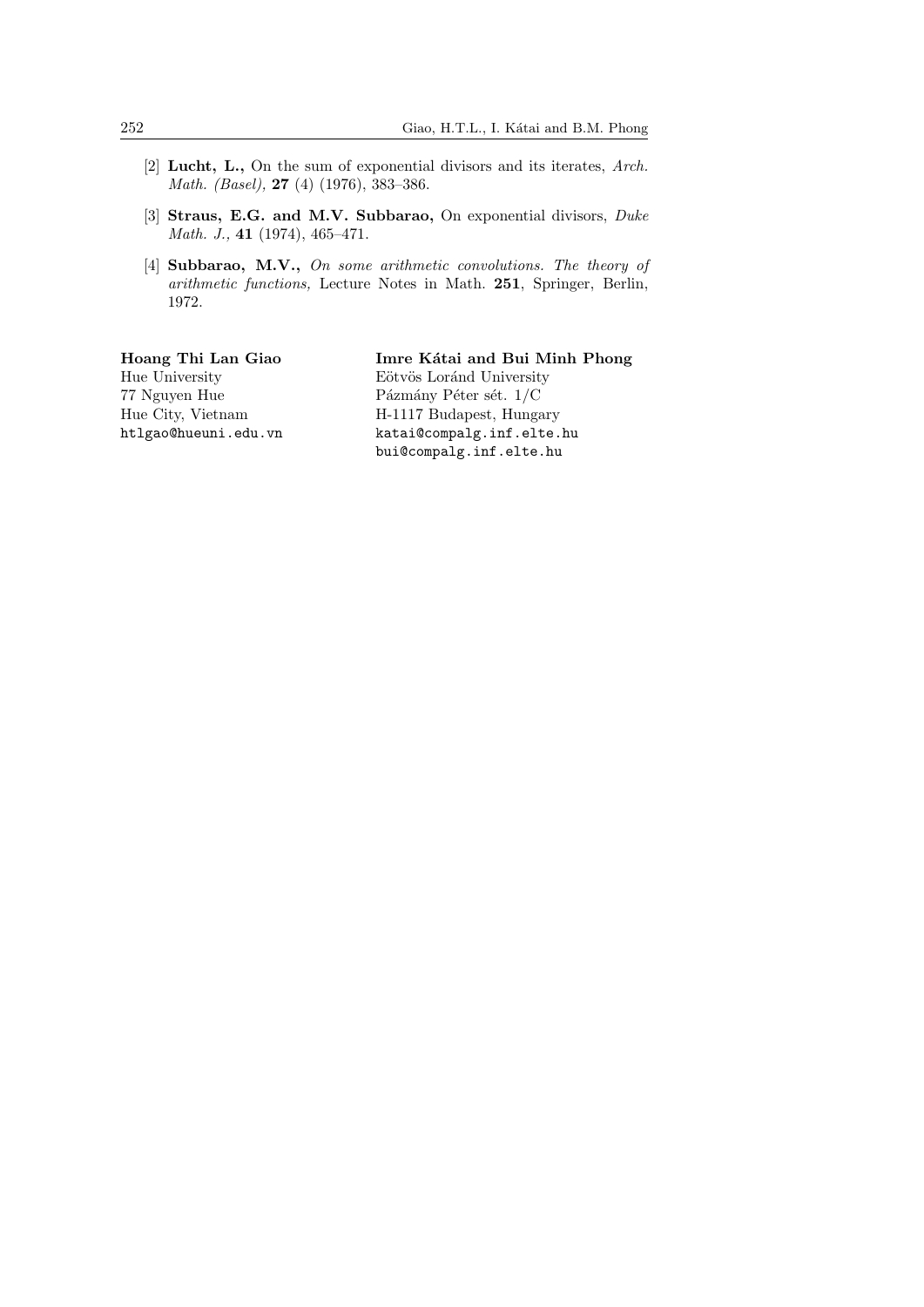[2] **Lucht, L.,** On the sum of exponential divisors and its iterates, *Arch. Math. (Basel),* **27** (4) (1976), 383–386.

[3] **Straus, E.G. and M.V. Subbarao,** On exponential divisors, *Duke Math. J.,* **41** (1974), 465–471.

[4] **Subbarao, M.V.,** *On some arithmetic convolutions. The theory of arithmetic functions,* Lecture Notes in Math. **251**, Springer, Berlin, 1972.

**Hoang Thi Lan Giao**
Hue University
77 Nguyen Hue
Hue City, Vietnam
htlgao@hueuni.edu.vn

**Imre Kátai and Bui Minh Phong**
Eötvös Loránd University
Pázmány Péter sét. 1/C
H-1117 Budapest, Hungary
katai@compalg.inf.elte.hu
bui@compalg.inf.elte.hu